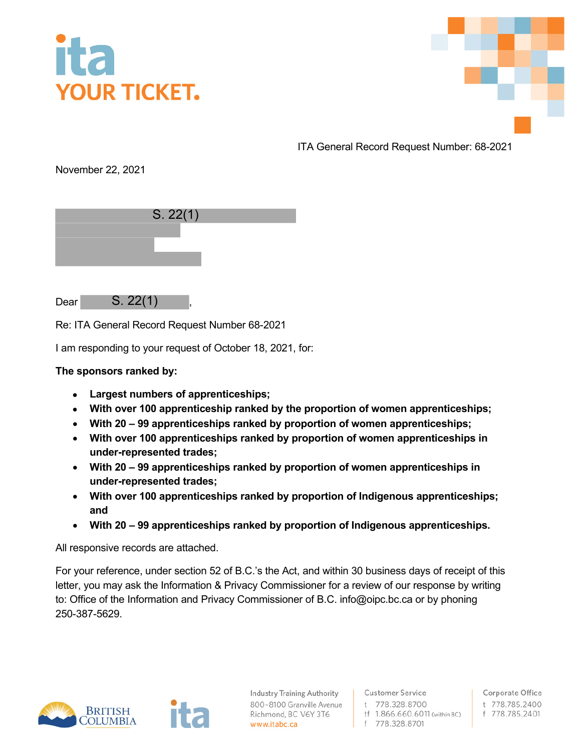ITA General Record Request Number: 68-2021

November 22, 2021

S. 22(1)

Dear S. 22(1),

Re: ITA General Record Request Number 68-2021

I am responding to your request of October 18, 2021, for:

**The sponsors ranked by:**

- **Largest numbers of apprenticeships;**
- **With over 100 apprenticeship ranked by the proportion of women apprenticeships;**
- **With 20 – 99 apprenticeships ranked by proportion of women apprenticeships;**
- **With over 100 apprenticeships ranked by proportion of women apprenticeships in under-represented trades;**
- **With 20 – 99 apprenticeships ranked by proportion of women apprenticeships in under-represented trades;**
- **With over 100 apprenticeships ranked by proportion of Indigenous apprenticeships; and**
- **With 20 – 99 apprenticeships ranked by proportion of Indigenous apprenticeships.**

All responsive records are attached.

For your reference, under section 52 of B.C.'s the Act, and within 30 business days of receipt of this letter, you may ask the Information & Privacy Commissioner for a review of our response by writing to: Office of the Information and Privacy Commissioner of B.C. info@oipc.bc.ca or by phoning 250-387-5629.

Industry Training Authority
800-8100 Granville Avenue
Richmond, BC V6Y 3T6
www.itabc.ca

Customer Service
t 778.328.8700
tf 1.866.660.6011 (within BC)
f 778.328.8701

Corporate Office
t 778.785.2400
f 778.785.2401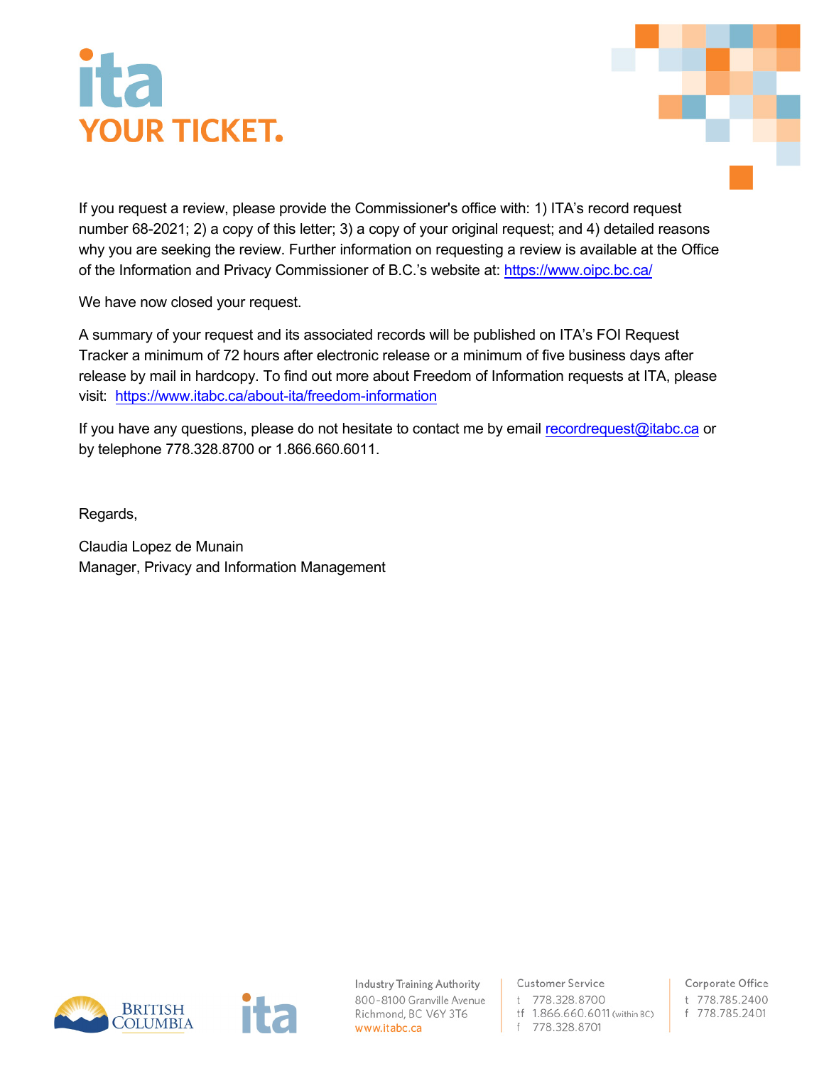If you request a review, please provide the Commissioner's office with: 1) ITA's record request number 68-2021; 2) a copy of this letter; 3) a copy of your original request; and 4) detailed reasons why you are seeking the review. Further information on requesting a review is available at the Office of the Information and Privacy Commissioner of B.C.'s website at: https://www.oipc.bc.ca/

We have now closed your request.

A summary of your request and its associated records will be published on ITA's FOI Request Tracker a minimum of 72 hours after electronic release or a minimum of five business days after release by mail in hardcopy. To find out more about Freedom of Information requests at ITA, please visit: https://www.itabc.ca/about-ita/freedom-information

If you have any questions, please do not hesitate to contact me by email recordrequest@itabc.ca or by telephone 778.328.8700 or 1.866.660.6011.

Regards,

Claudia Lopez de Munain
Manager, Privacy and Information Management